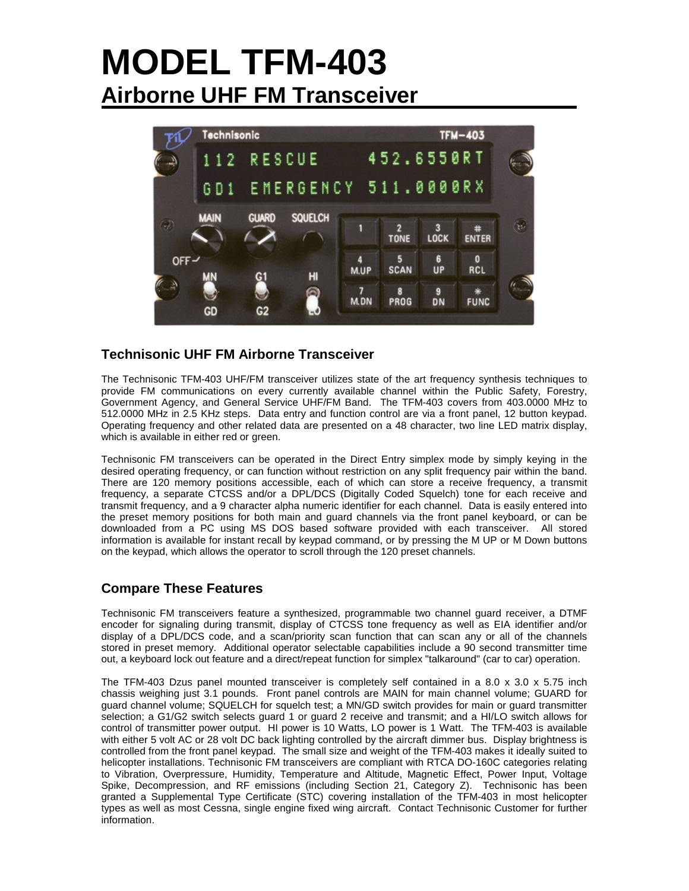# MODEL TFM-403

## Airborne UHF FM Transceiver

### Technisonic UHF FM Airborne Transceiver

The Technisonic TFM-403 UHF/FM transceiver utilizes state of the art frequency synthesis techniques to provide FM communications on every currently available channel within the Public Safety, Forestry, Government Agency, and General Service UHF/FM Band. The TFM-403 covers from 403.0000 MHz to 512.0000 MHz in 2.5 KHz steps. Data entry and function control are via a front panel, 12 button keypad. Operating frequency and other related data are presented on a 48 character, two line LED matrix display, which is available in either red or green.

Technisonic FM transceivers can be operated in the Direct Entry simplex mode by simply keying in the desired operating frequency, or can function without restriction on any split frequency pair within the band. There are 120 memory positions accessible, each of which can store a receive frequency, a transmit frequency, a separate CTCSS and/or a DPL/DCS (Digitally Coded Squelch) tone for each receive and transmit frequency, and a 9 character alpha numeric identifier for each channel. Data is easily entered into the preset memory positions for both main and guard channels via the front panel keyboard, or can be downloaded from a PC using MS DOS based software provided with each transceiver. All stored information is available for instant recall by keypad command, or by pressing the M UP or M Down buttons on the keypad, which allows the operator to scroll through the 120 preset channels.

### Compare These Features

Technisonic FM transceivers feature a synthesized, programmable two channel guard receiver, a DTMF encoder for signaling during transmit, display of CTCSS tone frequency as well as EIA identifier and/or display of a DPL/DCS code, and a scan/priority scan function that can scan any or all of the channels stored in preset memory. Additional operator selectable capabilities include a 90 second transmitter time out, a keyboard lock out feature and a direct/repeat function for simplex "talkaround" (car to car) operation.

The TFM-403 Dzus panel mounted transceiver is completely self contained in a 8.0 x 3.0 x 5.75 inch chassis weighing just 3.1 pounds. Front panel controls are MAIN for main channel volume; GUARD for guard channel volume; SQUELCH for squelch test; a MN/GD switch provides for main or guard transmitter selection; a G1/G2 switch selects guard 1 or guard 2 receive and transmit; and a HI/LO switch allows for control of transmitter power output. HI power is 10 Watts, LO power is 1 Watt. The TFM-403 is available with either 5 volt AC or 28 volt DC back lighting controlled by the aircraft dimmer bus. Display brightness is controlled from the front panel keypad. The small size and weight of the TFM-403 makes it ideally suited to helicopter installations. Technisonic FM transceivers are compliant with RTCA DO-160C categories relating to Vibration, Overpressure, Humidity, Temperature and Altitude, Magnetic Effect, Power Input, Voltage Spike, Decompression, and RF emissions (including Section 21, Category Z). Technisonic has been granted a Supplemental Type Certificate (STC) covering installation of the TFM-403 in most helicopter types as well as most Cessna, single engine fixed wing aircraft. Contact Technisonic Customer for further information.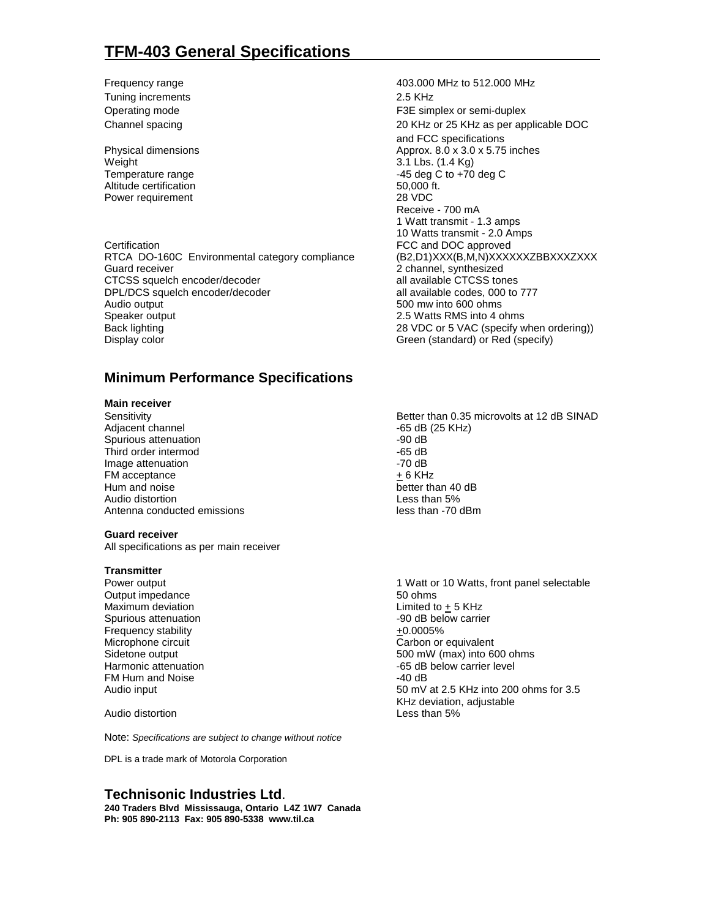## TFM-403 General Specifications

| | |
|---|---|
| Frequency range | 403.000 MHz to 512.000 MHz |
| Tuning increments | 2.5 KHz |
| Operating mode | F3E simplex or semi-duplex |
| Channel spacing | 20 KHz or 25 KHz as per applicable DOC and FCC specifications |
| Physical dimensions | Approx. 8.0 x 3.0 x 5.75 inches |
| Weight | 3.1 Lbs. (1.4 Kg) |
| Temperature range | -45 deg C to +70 deg C |
| Altitude certification | 50,000 ft. |
| Power requirement | 28 VDC<br>Receive - 700 mA<br>1 Watt transmit - 1.3 amps<br>10 Watts transmit - 2.0 Amps |
| Certification | FCC and DOC approved |
| RTCA DO-160C Environmental category compliance | (B2,D1)XXX(B,M,N)XXXXXXZBBXXXZXXX |
| Guard receiver | 2 channel, synthesized |
| CTCSS squelch encoder/decoder | all available CTCSS tones |
| DPL/DCS squelch encoder/decoder | all available codes, 000 to 777 |
| Audio output | 500 mw into 600 ohms |
| Speaker output | 2.5 Watts RMS into 4 ohms |
| Back lighting | 28 VDC or 5 VAC (specify when ordering)) |
| Display color | Green (standard) or Red (specify) |

## Minimum Performance Specifications

**Main receiver**

| | |
|---|---|
| Sensitivity | Better than 0.35 microvolts at 12 dB SINAD |
| Adjacent channel | -65 dB (25 KHz) |
| Spurious attenuation | -90 dB |
| Third order intermod | -65 dB |
| Image attenuation | -70 dB |
| FM acceptance | ± 6 KHz |
| Hum and noise | better than 40 dB |
| Audio distortion | Less than 5% |
| Antenna conducted emissions | less than -70 dBm |

**Guard receiver**

All specifications as per main receiver

**Transmitter**

| | |
|---|---|
| Power output | 1 Watt or 10 Watts, front panel selectable |
| Output impedance | 50 ohms |
| Maximum deviation | Limited to ± 5 KHz |
| Spurious attenuation | -90 dB below carrier |
| Frequency stability | ±0.0005% |
| Microphone circuit | Carbon or equivalent |
| Sidetone output | 500 mW (max) into 600 ohms |
| Harmonic attenuation | -65 dB below carrier level |
| FM Hum and Noise | -40 dB |
| Audio input | 50 mV at 2.5 KHz into 200 ohms for 3.5 KHz deviation, adjustable |
| Audio distortion | Less than 5% |

Note: *Specifications are subject to change without notice*

DPL is a trade mark of Motorola Corporation

## Technisonic Industries Ltd.

**240 Traders Blvd Mississauga, Ontario L4Z 1W7 Canada**
**Ph: 905 890-2113 Fax: 905 890-5338 www.til.ca**